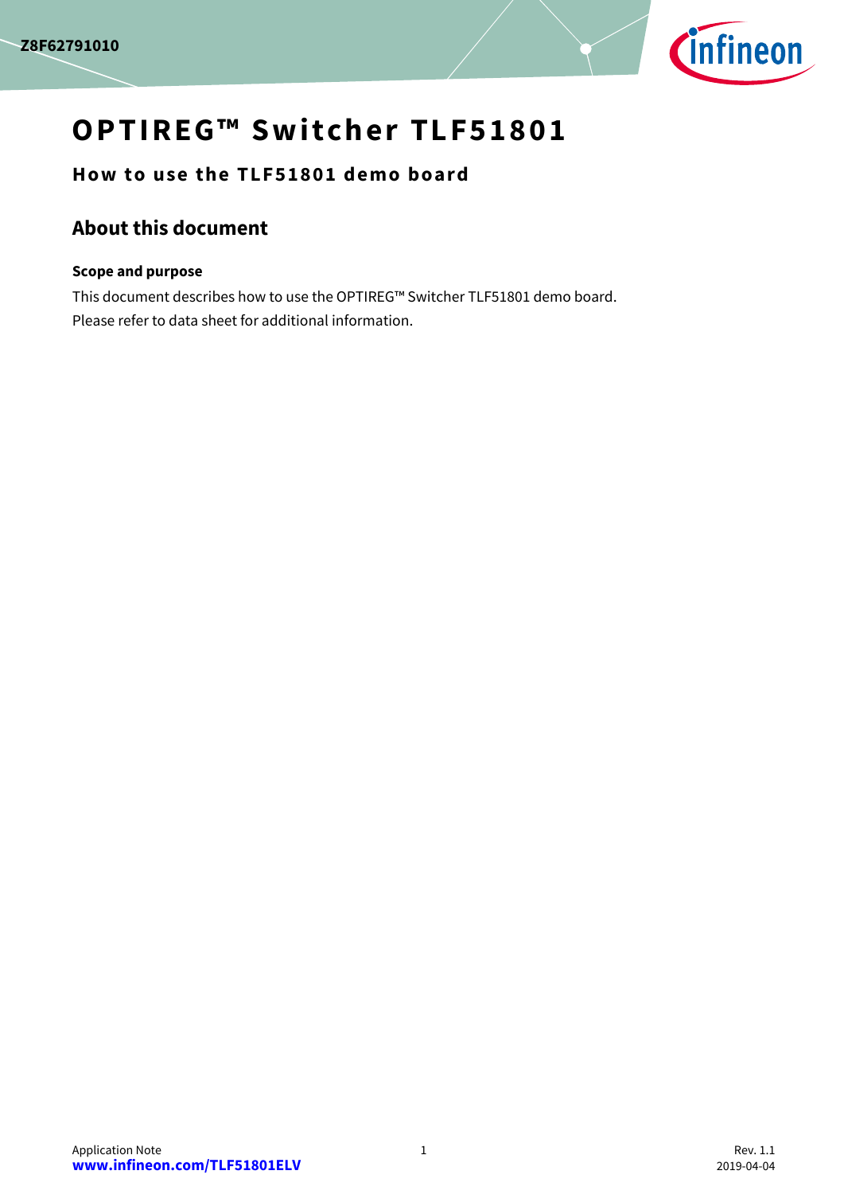Z8F62791010

# OPTIREG™ Switcher TLF51801

## How to use the TLF51801 demo board

## About this document

### Scope and purpose

This document describes how to use the OPTIREG™ Switcher TLF51801 demo board.

Please refer to data sheet for additional information.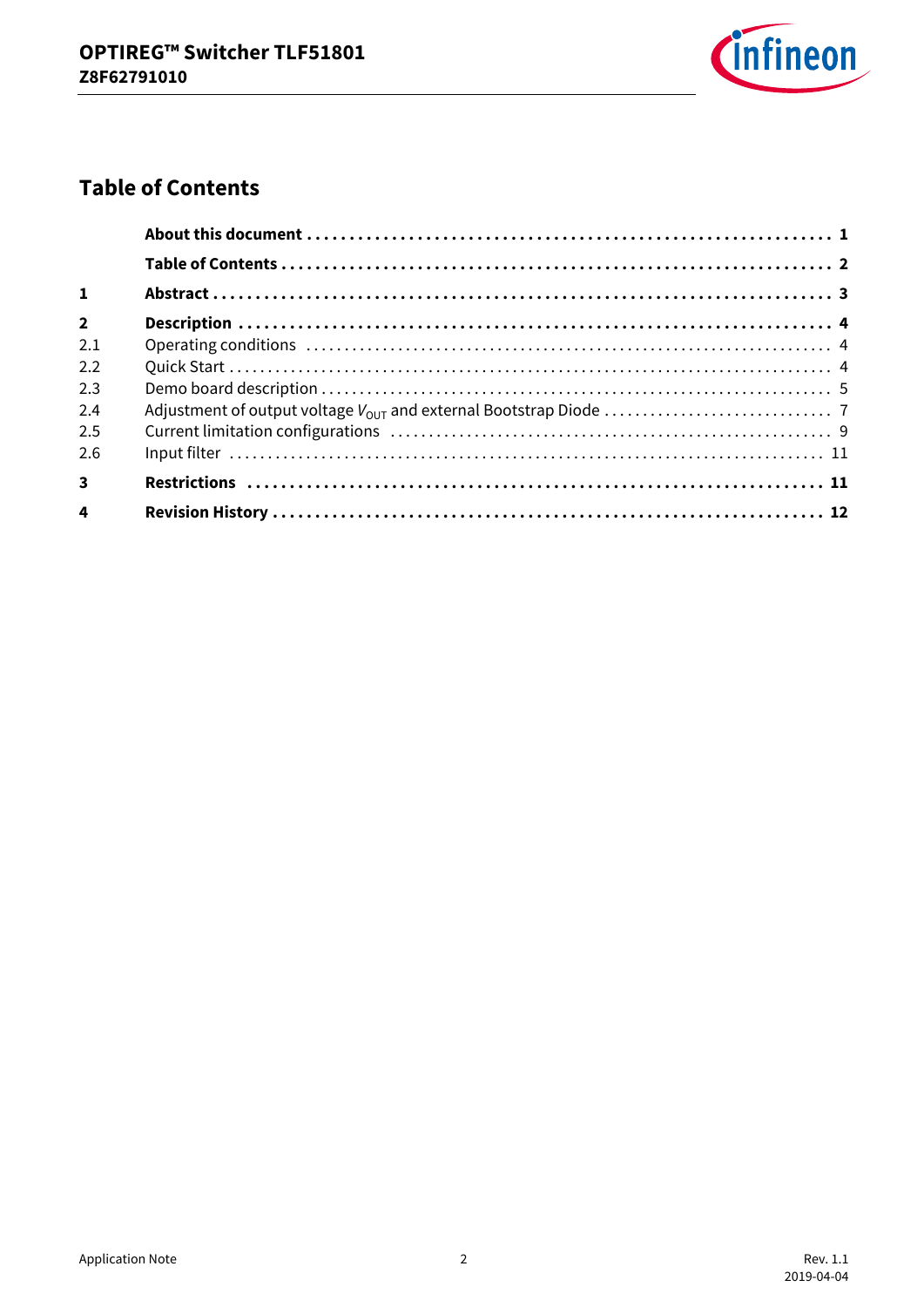## Table of Contents

| | | |
|---|---|---|
| | **About this document** | **1** |
| | **Table of Contents** | **2** |
| **1** | **Abstract** | **3** |
| **2** | **Description** | **4** |
| 2.1 | Operating conditions | 4 |
| 2.2 | Quick Start | 4 |
| 2.3 | Demo board description | 5 |
| 2.4 | Adjustment of output voltage $V_{OUT}$ and external Bootstrap Diode | 7 |
| 2.5 | Current limitation configurations | 9 |
| 2.6 | Input filter | 11 |
| **3** | **Restrictions** | **11** |
| **4** | **Revision History** | **12** |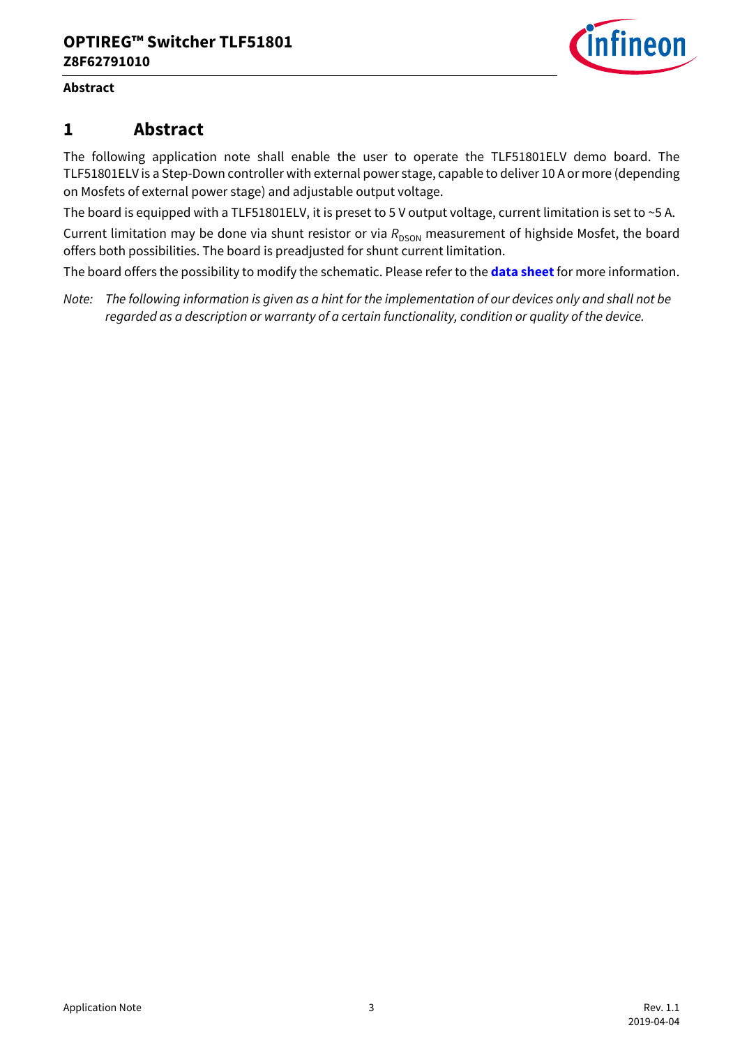# 1 Abstract

The following application note shall enable the user to operate the TLF51801ELV demo board. The TLF51801ELV is a Step-Down controller with external power stage, capable to deliver 10 A or more (depending on Mosfets of external power stage) and adjustable output voltage.

The board is equipped with a TLF51801ELV, it is preset to 5 V output voltage, current limitation is set to ~5 A.

Current limitation may be done via shunt resistor or via $R_{DSON}$ measurement of highside Mosfet, the board offers both possibilities. The board is preadjusted for shunt current limitation.

The board offers the possibility to modify the schematic. Please refer to the **data sheet** for more information.

*Note: The following information is given as a hint for the implementation of our devices only and shall not be regarded as a description or warranty of a certain functionality, condition or quality of the device.*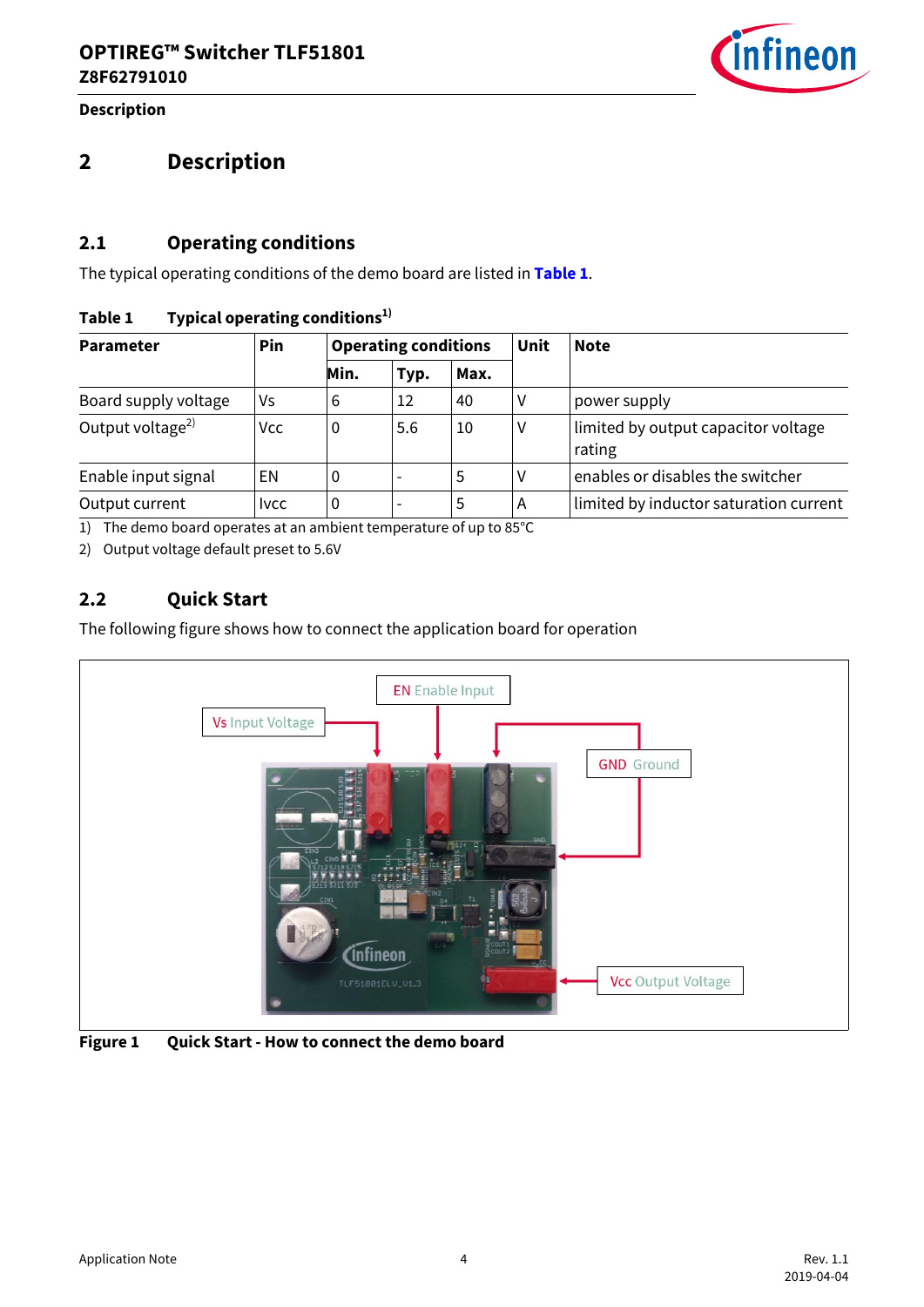# 2 Description

## 2.1 Operating conditions

The typical operating conditions of the demo board are listed in **Table 1**.

**Table 1 Typical operating conditions[1)]**

| Parameter | Pin | Operating conditions | | | Unit | Note |
|---|---|---|---|---|---|---|
| | | Min. | Typ. | Max. | | |
| Board supply voltage | Vs | 6 | 12 | 40 | V | power supply |
| Output voltage[2)] | Vcc | 0 | 5.6 | 10 | V | limited by output capacitor voltage rating |
| Enable input signal | EN | 0 | - | 5 | V | enables or disables the switcher |
| Output current | Ivcc | 0 | - | 5 | A | limited by inductor saturation current |

1) The demo board operates at an ambient temperature of up to 85°C

2) Output voltage default preset to 5.6V

## 2.2 Quick Start

The following figure shows how to connect the application board for operation

**Figure 1 Quick Start - How to connect the demo board**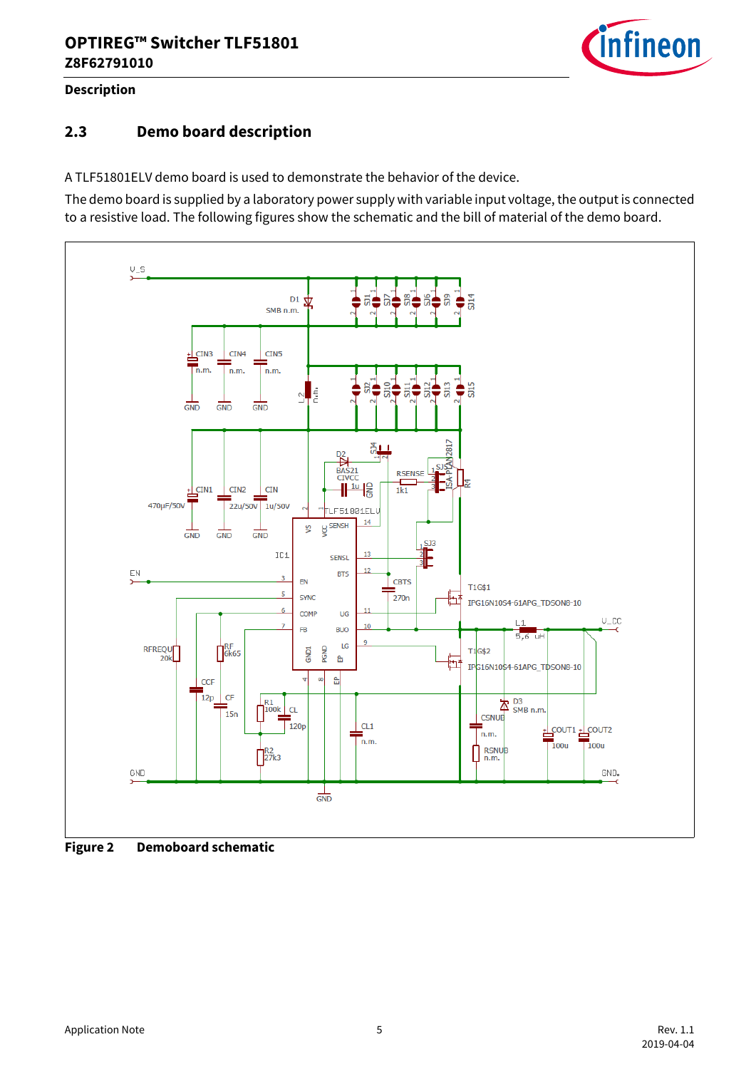## 2.3 Demo board description

A TLF51801ELV demo board is used to demonstrate the behavior of the device.

The demo board is supplied by a laboratory power supply with variable input voltage, the output is connected to a resistive load. The following figures show the schematic and the bill of material of the demo board.

**Figure 2 Demoboard schematic**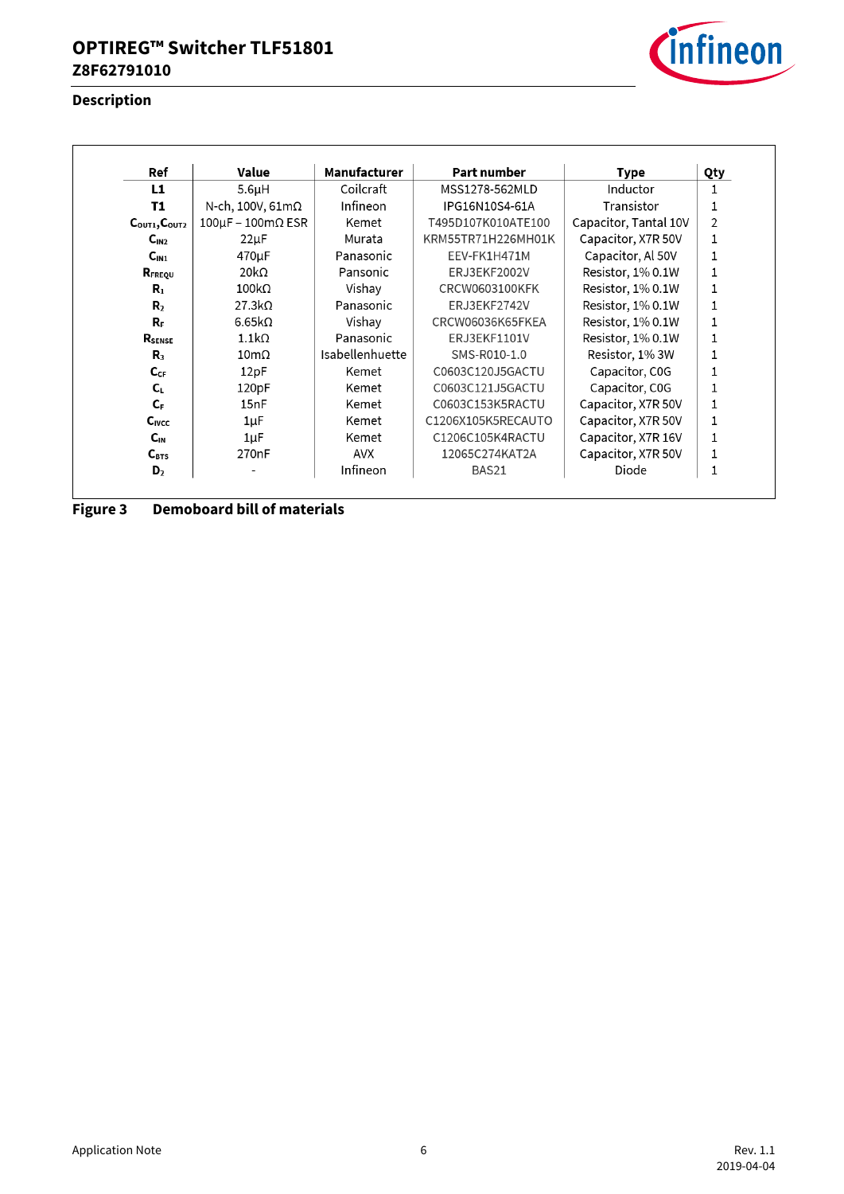## Description

| Ref | Value | Manufacturer | Part number | Type | Qty |
|---|---|---|---|---|---|
| **L1** | 5.6µH | Coilcraft | MSS1278-562MLD | Inductor | 1 |
| **T1** | N-ch, 100V, 61mΩ | Infineon | IPG16N10S4-61A | Transistor | 1 |
| **$C_{OUT1}$,$C_{OUT2}$** | 100µF – 100mΩ ESR | Kemet | T495D107K010ATE100 | Capacitor, Tantal 10V | 2 |
| **$C_{IN2}$** | 22µF | Murata | KRM55TR71H226MH01K | Capacitor, X7R 50V | 1 |
| **$C_{IN1}$** | 470µF | Panasonic | EEV-FK1H471M | Capacitor, Al 50V | 1 |
| **$R_{FREQU}$** | 20kΩ | Pansonic | ERJ3EKF2002V | Resistor, 1% 0.1W | 1 |
| **$R_1$** | 100kΩ | Vishay | CRCW0603100KFK | Resistor, 1% 0.1W | 1 |
| **$R_2$** | 27.3kΩ | Panasonic | ERJ3EKF2742V | Resistor, 1% 0.1W | 1 |
| **$R_F$** | 6.65kΩ | Vishay | CRCW06036K65FKEA | Resistor, 1% 0.1W | 1 |
| **$R_{SENSE}$** | 1.1kΩ | Panasonic | ERJ3EKF1101V | Resistor, 1% 0.1W | 1 |
| **$R_3$** | 10mΩ | Isabellenhuette | SMS-R010-1.0 | Resistor, 1% 3W | 1 |
| **$C_{CF}$** | 12pF | Kemet | C0603C120J5GACTU | Capacitor, C0G | 1 |
| **$C_L$** | 120pF | Kemet | C0603C121J5GACTU | Capacitor, C0G | 1 |
| **$C_F$** | 15nF | Kemet | C0603C153K5RACTU | Capacitor, X7R 50V | 1 |
| **$C_{IVCC}$** | 1µF | Kemet | C1206X105K5RECAUTO | Capacitor, X7R 50V | 1 |
| **$C_{IN}$** | 1µF | Kemet | C1206C105K4RACTU | Capacitor, X7R 16V | 1 |
| **$C_{BTS}$** | 270nF | AVX | 12065C274KAT2A | Capacitor, X7R 50V | 1 |
| **$D_2$** | - | Infineon | BAS21 | Diode | 1 |

**Figure 3 Demoboard bill of materials**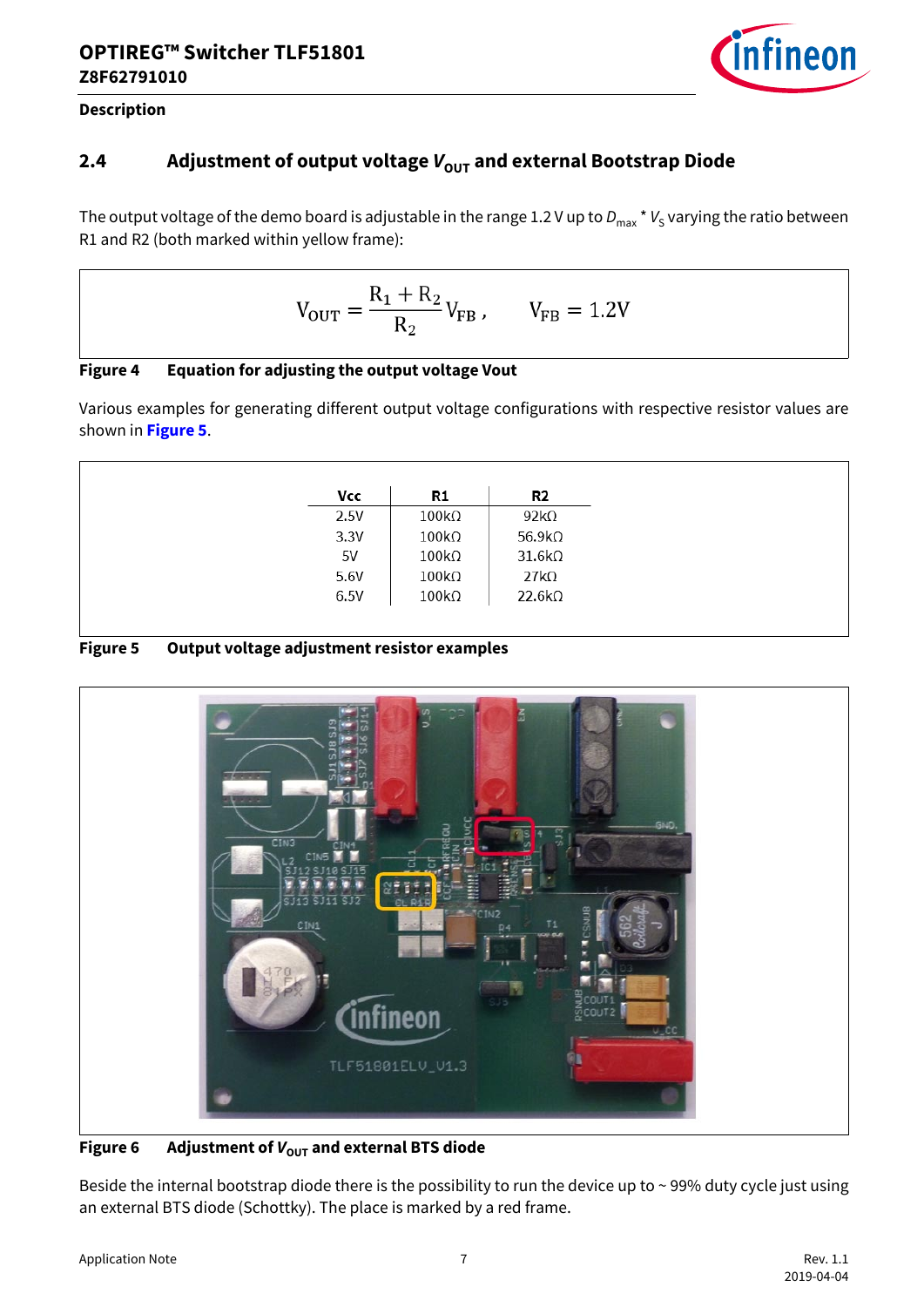## 2.4 Adjustment of output voltage $V_{OUT}$ and external Bootstrap Diode

The output voltage of the demo board is adjustable in the range 1.2 V up to $D_{max}$ * $V_S$ varying the ratio between R1 and R2 (both marked within yellow frame):

$$V_{OUT} = \frac{R_1 + R_2}{R_2} V_{FB}\,, \qquad V_{FB} = 1.2V$$

**Figure 4 Equation for adjusting the output voltage Vout**

Various examples for generating different output voltage configurations with respective resistor values are shown in **Figure 5**.

| Vcc | R1 | R2 |
|---|---|---|
| 2.5V | 100kΩ | 92kΩ |
| 3.3V | 100kΩ | 56.9kΩ |
| 5V | 100kΩ | 31.6kΩ |
| 5.6V | 100kΩ | 27kΩ |
| 6.5V | 100kΩ | 22.6kΩ |

**Figure 5 Output voltage adjustment resistor examples**

**Figure 6 Adjustment of $V_{OUT}$ and external BTS diode**

Beside the internal bootstrap diode there is the possibility to run the device up to ~ 99% duty cycle just using an external BTS diode (Schottky). The place is marked by a red frame.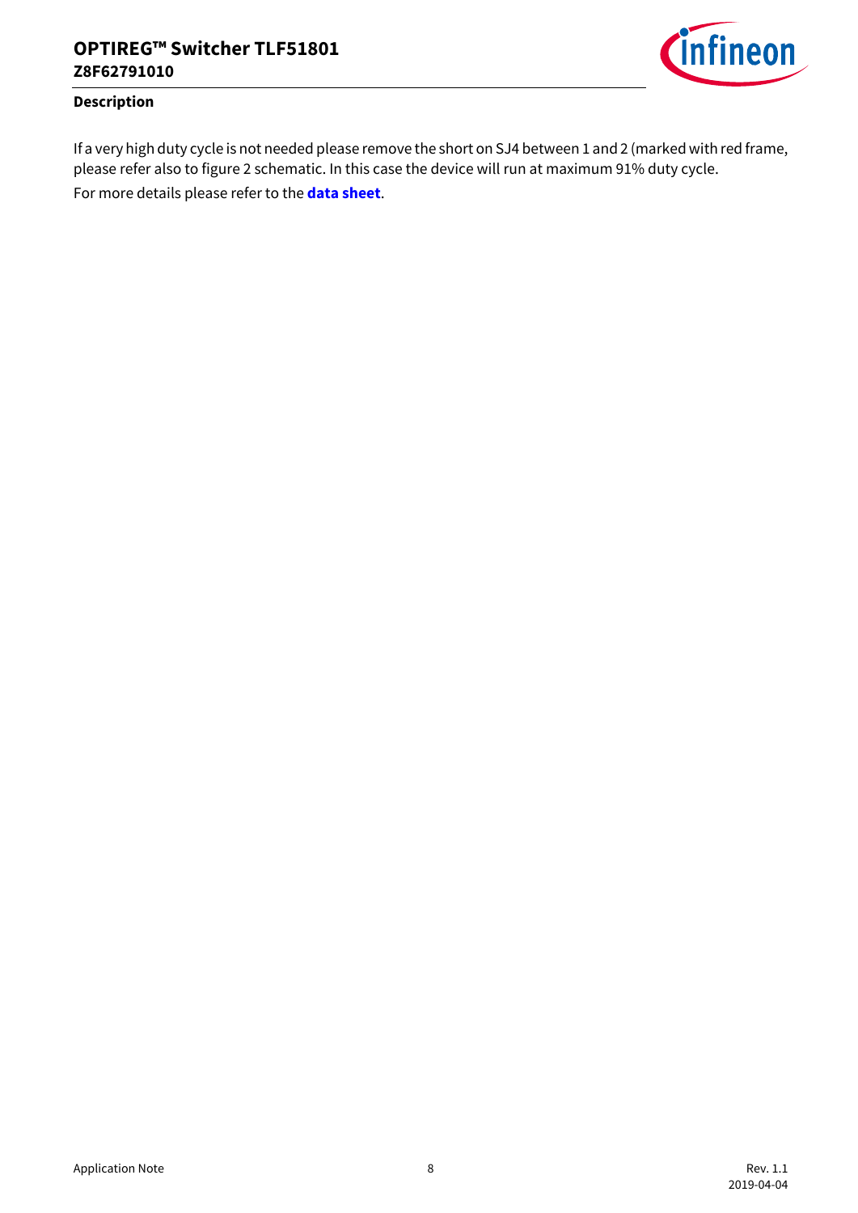If a very high duty cycle is not needed please remove the short on SJ4 between 1 and 2 (marked with red frame, please refer also to figure 2 schematic. In this case the device will run at maximum 91% duty cycle.

For more details please refer to the **data sheet**.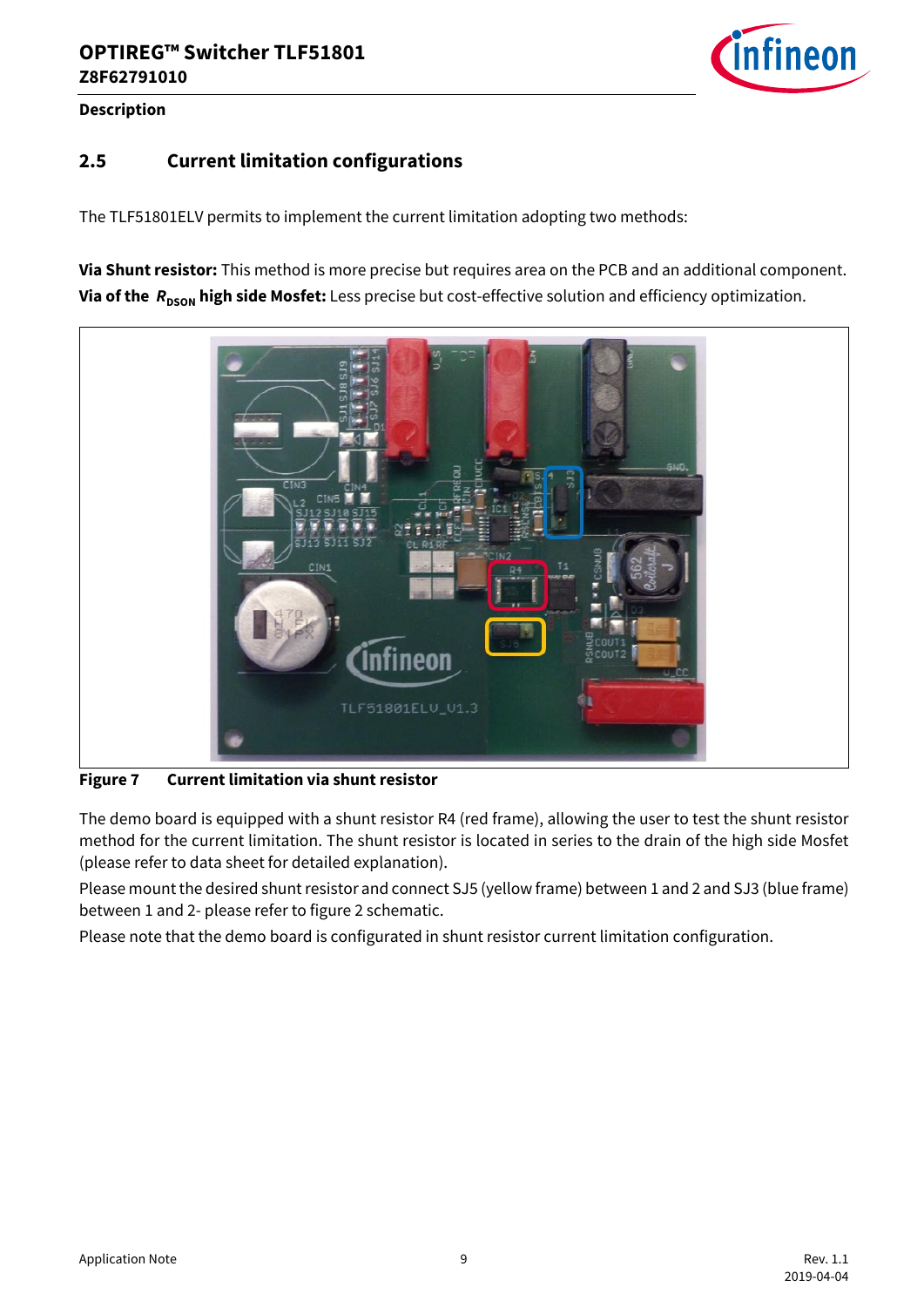## 2.5 Current limitation configurations

The TLF51801ELV permits to implement the current limitation adopting two methods:

**Via Shunt resistor:** This method is more precise but requires area on the PCB and an additional component.
**Via of the $R_{DSON}$ high side Mosfet:** Less precise but cost-effective solution and efficiency optimization.

**Figure 7 Current limitation via shunt resistor**

The demo board is equipped with a shunt resistor R4 (red frame), allowing the user to test the shunt resistor method for the current limitation. The shunt resistor is located in series to the drain of the high side Mosfet (please refer to data sheet for detailed explanation).

Please mount the desired shunt resistor and connect SJ5 (yellow frame) between 1 and 2 and SJ3 (blue frame) between 1 and 2- please refer to figure 2 schematic.

Please note that the demo board is configurated in shunt resistor current limitation configuration.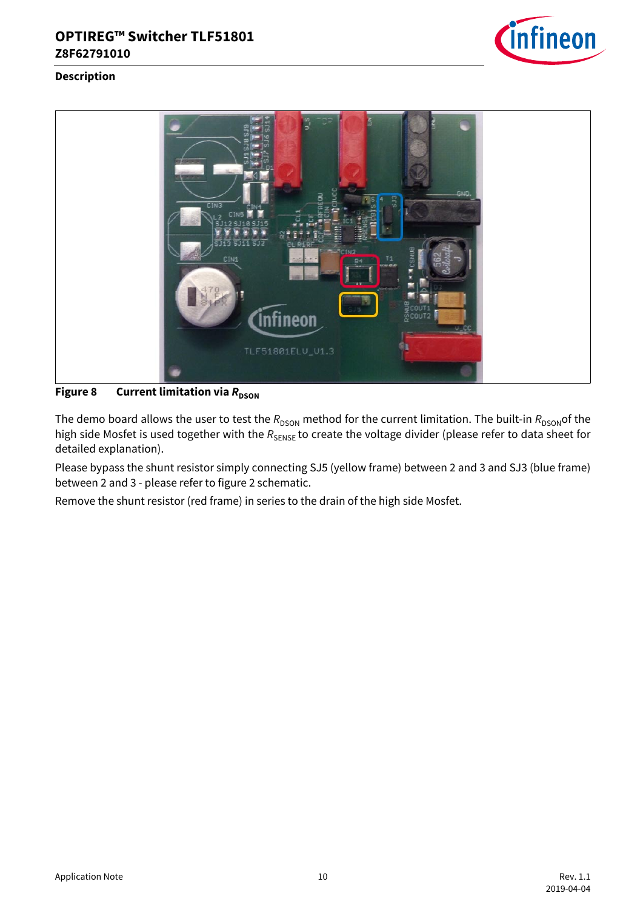## Description

**Figure 8 Current limitation via $R_{DSON}$**

The demo board allows the user to test the $R_{DSON}$ method for the current limitation. The built-in $R_{DSON}$ of the high side Mosfet is used together with the $R_{SENSE}$ to create the voltage divider (please refer to data sheet for detailed explanation).

Please bypass the shunt resistor simply connecting SJ5 (yellow frame) between 2 and 3 and SJ3 (blue frame) between 2 and 3 - please refer to figure 2 schematic.

Remove the shunt resistor (red frame) in series to the drain of the high side Mosfet.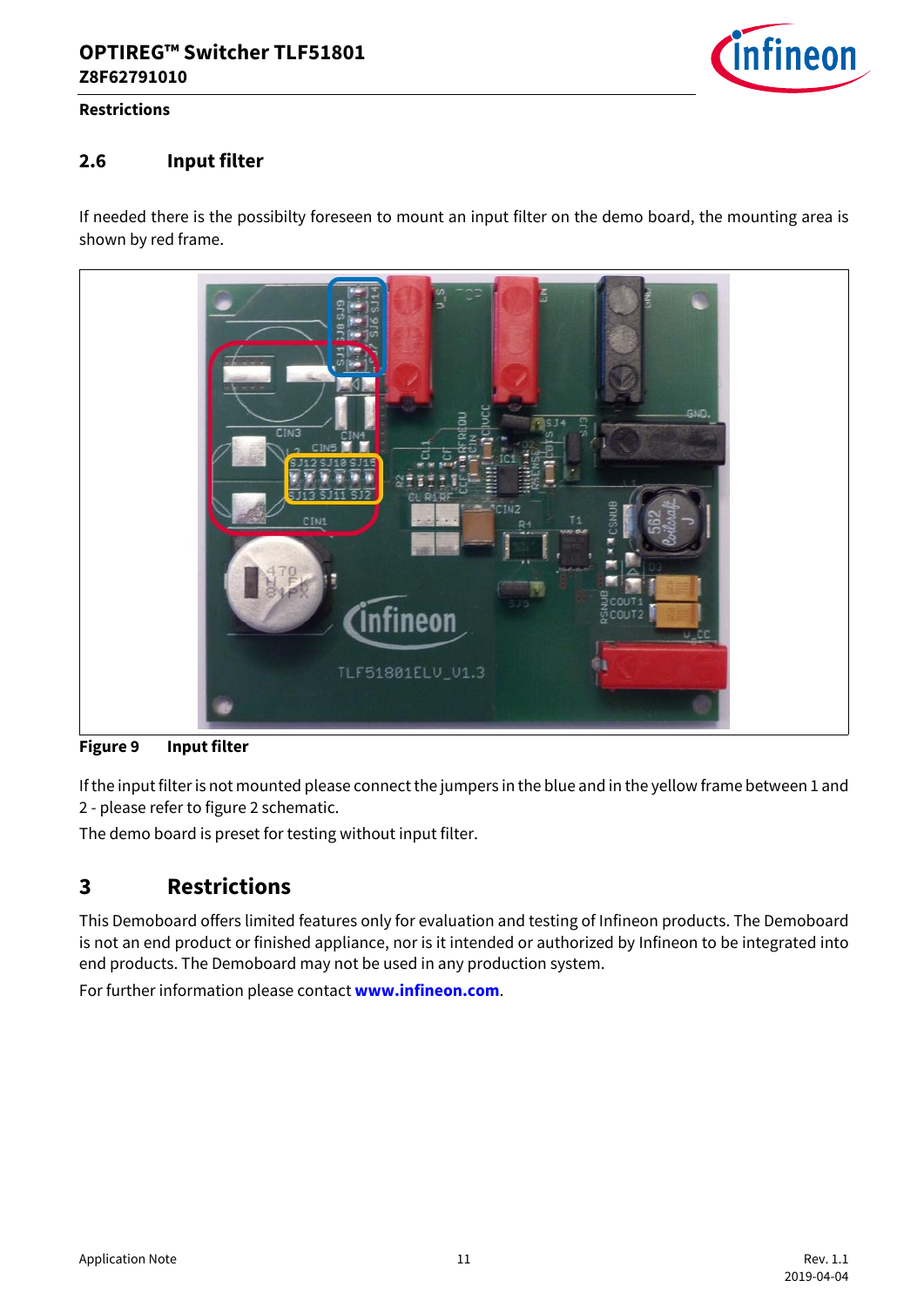## 2.6 Input filter

If needed there is the possibilty foreseen to mount an input filter on the demo board, the mounting area is shown by red frame.

**Figure 9 Input filter**

If the input filter is not mounted please connect the jumpers in the blue and in the yellow frame between 1 and 2 - please refer to figure 2 schematic.

The demo board is preset for testing without input filter.

# 3 Restrictions

This Demoboard offers limited features only for evaluation and testing of Infineon products. The Demoboard is not an end product or finished appliance, nor is it intended or authorized by Infineon to be integrated into end products. The Demoboard may not be used in any production system.

For further information please contact **www.infineon.com**.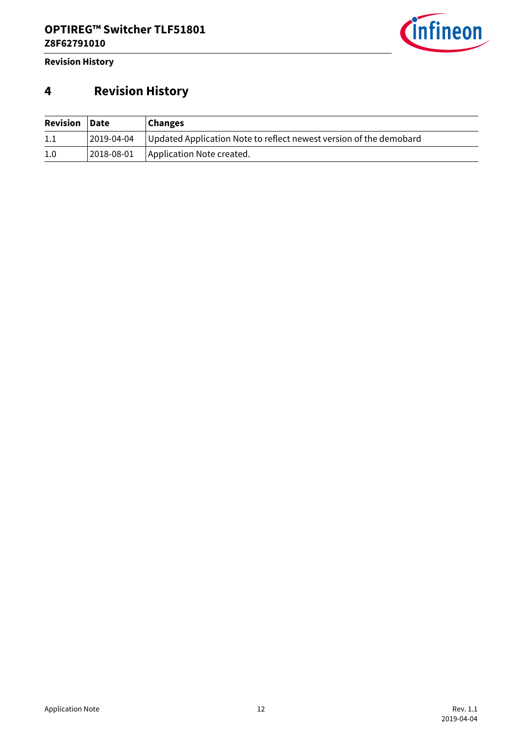# 4 Revision History

| Revision | Date | Changes |
|---|---|---|
| 1.1 | 2019-04-04 | Updated Application Note to reflect newest version of the demobard |
| 1.0 | 2018-08-01 | Application Note created. |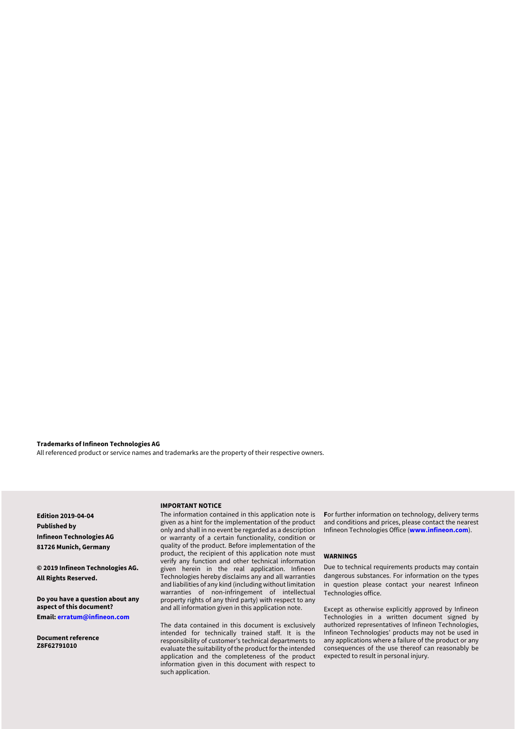**Trademarks of Infineon Technologies AG**

All referenced product or service names and trademarks are the property of their respective owners.

**Edition 2019-04-04**

**Published by**

**Infineon Technologies AG**

**81726 Munich, Germany**

**© 2019 Infineon Technologies AG.**

**All Rights Reserved.**

**Do you have a question about any aspect of this document?**

**Email: erratum@infineon.com**

**Document reference**
**Z8F62791010**

**IMPORTANT NOTICE**

The information contained in this application note is given as a hint for the implementation of the product only and shall in no event be regarded as a description or warranty of a certain functionality, condition or quality of the product. Before implementation of the product, the recipient of this application note must verify any function and other technical information given herein in the real application. Infineon Technologies hereby disclaims any and all warranties and liabilities of any kind (including without limitation warranties of non-infringement of intellectual property rights of any third party) with respect to any and all information given in this application note.

The data contained in this document is exclusively intended for technically trained staff. It is the responsibility of customer's technical departments to evaluate the suitability of the product for the intended application and the completeness of the product information given in this document with respect to such application.

For further information on technology, delivery terms and conditions and prices, please contact the nearest Infineon Technologies Office (**www.infineon.com**).

**WARNINGS**

Due to technical requirements products may contain dangerous substances. For information on the types in question please contact your nearest Infineon Technologies office.

Except as otherwise explicitly approved by Infineon Technologies in a written document signed by authorized representatives of Infineon Technologies, Infineon Technologies' products may not be used in any applications where a failure of the product or any consequences of the use thereof can reasonably be expected to result in personal injury.